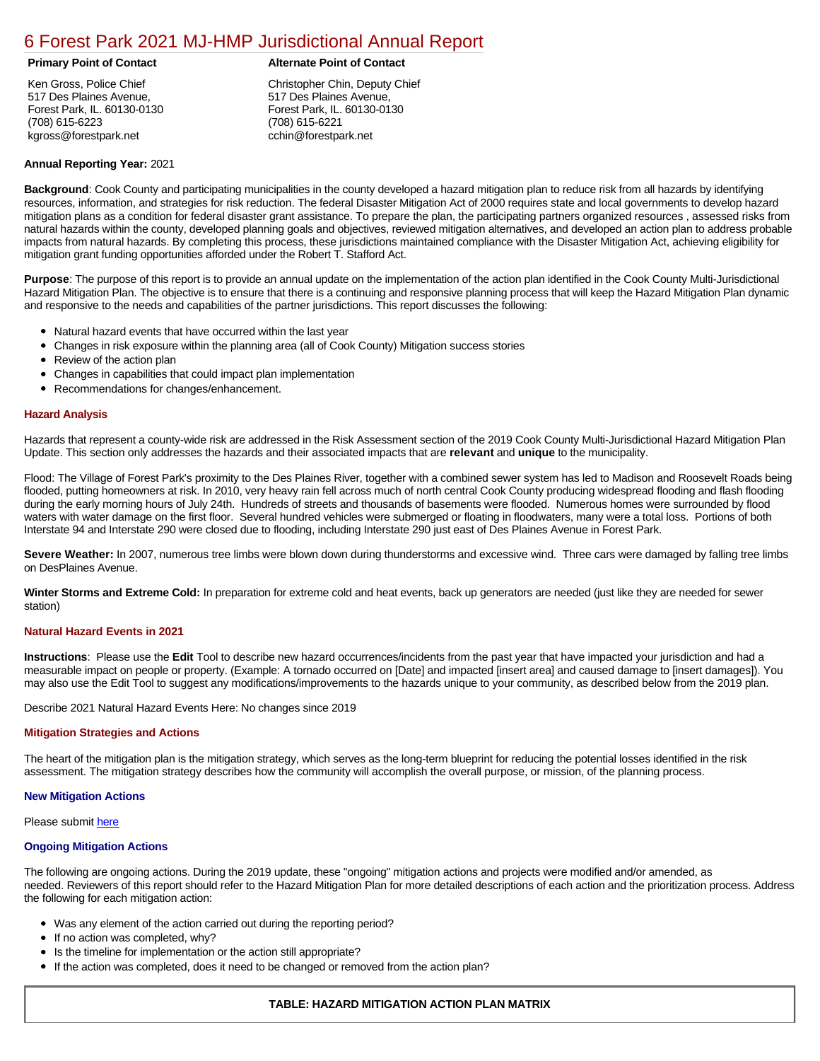# 6 Forest Park 2021 MJ-HMP Jurisdictional Annual Report

| **Primary Point of Contact** | **Alternate Point of Contact** |
|---|---|
| Ken Gross, Police Chief<br>517 Des Plaines Avenue,<br>Forest Park, IL. 60130-0130<br>(708) 615-6223<br>kgross@forestpark.net | Christopher Chin, Deputy Chief<br>517 Des Plaines Avenue,<br>Forest Park, IL. 60130-0130<br>(708) 615-6221<br>cchin@forestpark.net |

**Annual Reporting Year:** 2021

**Background**: Cook County and participating municipalities in the county developed a hazard mitigation plan to reduce risk from all hazards by identifying resources, information, and strategies for risk reduction. The federal Disaster Mitigation Act of 2000 requires state and local governments to develop hazard mitigation plans as a condition for federal disaster grant assistance. To prepare the plan, the participating partners organized resources , assessed risks from natural hazards within the county, developed planning goals and objectives, reviewed mitigation alternatives, and developed an action plan to address probable impacts from natural hazards. By completing this process, these jurisdictions maintained compliance with the Disaster Mitigation Act, achieving eligibility for mitigation grant funding opportunities afforded under the Robert T. Stafford Act.

**Purpose**: The purpose of this report is to provide an annual update on the implementation of the action plan identified in the Cook County Multi-Jurisdictional Hazard Mitigation Plan. The objective is to ensure that there is a continuing and responsive planning process that will keep the Hazard Mitigation Plan dynamic and responsive to the needs and capabilities of the partner jurisdictions. This report discusses the following:

- Natural hazard events that have occurred within the last year
- Changes in risk exposure within the planning area (all of Cook County) Mitigation success stories
- Review of the action plan
- Changes in capabilities that could impact plan implementation
- Recommendations for changes/enhancement.

### Hazard Analysis

Hazards that represent a county-wide risk are addressed in the Risk Assessment section of the 2019 Cook County Multi-Jurisdictional Hazard Mitigation Plan Update. This section only addresses the hazards and their associated impacts that are **relevant** and **unique** to the municipality.

Flood: The Village of Forest Park's proximity to the Des Plaines River, together with a combined sewer system has led to Madison and Roosevelt Roads being flooded, putting homeowners at risk. In 2010, very heavy rain fell across much of north central Cook County producing widespread flooding and flash flooding during the early morning hours of July 24th. Hundreds of streets and thousands of basements were flooded. Numerous homes were surrounded by flood waters with water damage on the first floor. Several hundred vehicles were submerged or floating in floodwaters, many were a total loss. Portions of both Interstate 94 and Interstate 290 were closed due to flooding, including Interstate 290 just east of Des Plaines Avenue in Forest Park.

**Severe Weather:** In 2007, numerous tree limbs were blown down during thunderstorms and excessive wind. Three cars were damaged by falling tree limbs on DesPlaines Avenue.

**Winter Storms and Extreme Cold:** In preparation for extreme cold and heat events, back up generators are needed (just like they are needed for sewer station)

### Natural Hazard Events in 2021

**Instructions**: Please use the **Edit** Tool to describe new hazard occurrences/incidents from the past year that have impacted your jurisdiction and had a measurable impact on people or property. (Example: A tornado occurred on [Date] and impacted [insert area] and caused damage to [insert damages]). You may also use the Edit Tool to suggest any modifications/improvements to the hazards unique to your community, as described below from the 2019 plan.

Describe 2021 Natural Hazard Events Here: No changes since 2019

### Mitigation Strategies and Actions

The heart of the mitigation plan is the mitigation strategy, which serves as the long-term blueprint for reducing the potential losses identified in the risk assessment. The mitigation strategy describes how the community will accomplish the overall purpose, or mission, of the planning process.

#### New Mitigation Actions

Please submit here

#### Ongoing Mitigation Actions

The following are ongoing actions. During the 2019 update, these "ongoing" mitigation actions and projects were modified and/or amended, as needed. Reviewers of this report should refer to the Hazard Mitigation Plan for more detailed descriptions of each action and the prioritization process. Address the following for each mitigation action:

- Was any element of the action carried out during the reporting period?
- If no action was completed, why?
- Is the timeline for implementation or the action still appropriate?
- If the action was completed, does it need to be changed or removed from the action plan?

**TABLE: HAZARD MITIGATION ACTION PLAN MATRIX**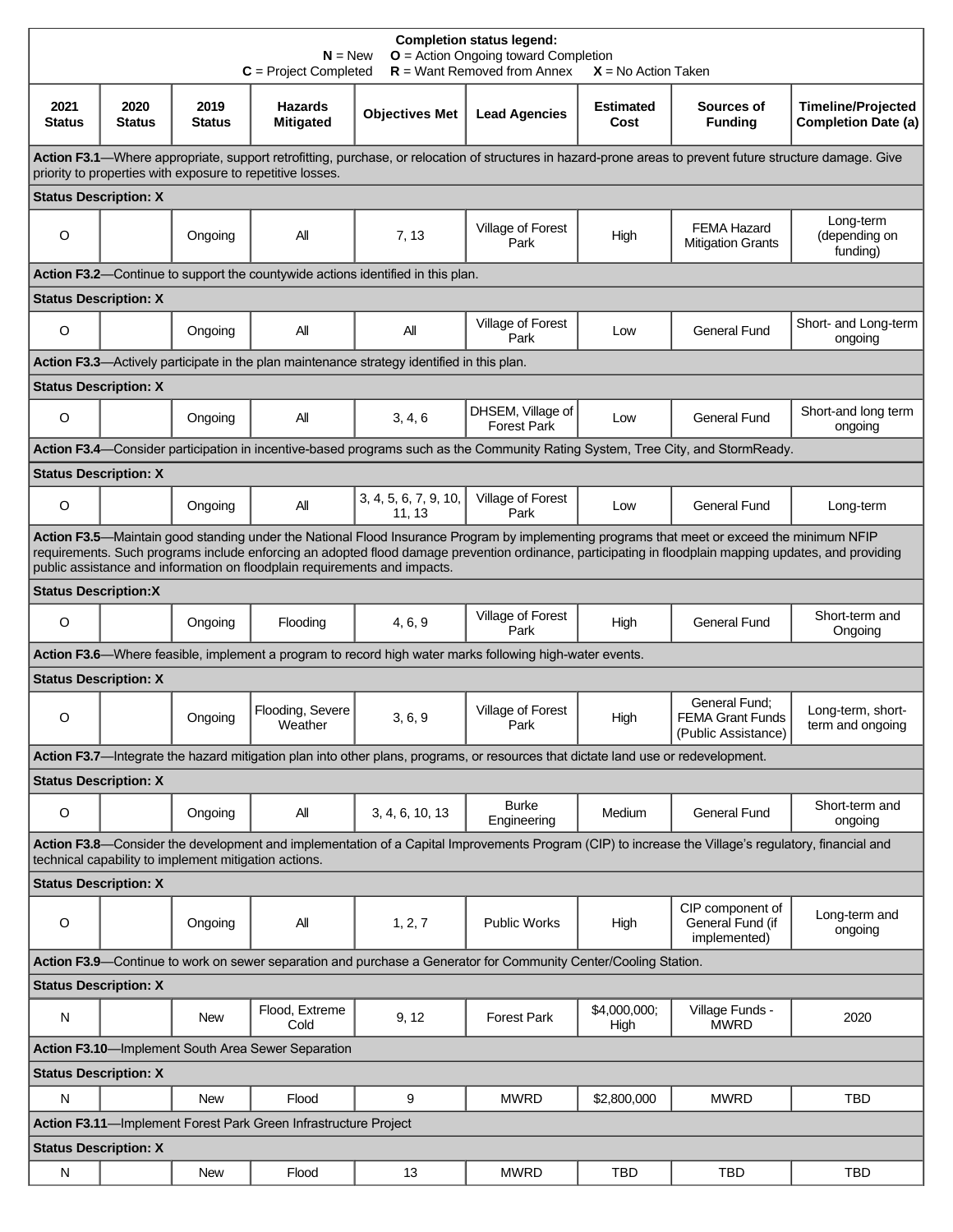**Completion status legend:**
**N** = New **O** = Action Ongoing toward Completion
**C** = Project Completed **R** = Want Removed from Annex **X** = No Action Taken

| 2021 Status | 2020 Status | 2019 Status | Hazards Mitigated | Objectives Met | Lead Agencies | Estimated Cost | Sources of Funding | Timeline/Projected Completion Date (a) |
|---|---|---|---|---|---|---|---|---|
| **Action F3.1**—Where appropriate, support retrofitting, purchase, or relocation of structures in hazard-prone areas to prevent future structure damage. Give priority to properties with exposure to repetitive losses. | | | | | | | | |
| **Status Description: X** | | | | | | | | |
| O | | Ongoing | All | 7, 13 | Village of Forest Park | High | FEMA Hazard Mitigation Grants | Long-term (depending on funding) |
| **Action F3.2**—Continue to support the countywide actions identified in this plan. | | | | | | | | |
| **Status Description: X** | | | | | | | | |
| O | | Ongoing | All | All | Village of Forest Park | Low | General Fund | Short- and Long-term ongoing |
| **Action F3.3**—Actively participate in the plan maintenance strategy identified in this plan. | | | | | | | | |
| **Status Description: X** | | | | | | | | |
| O | | Ongoing | All | 3, 4, 6 | DHSEM, Village of Forest Park | Low | General Fund | Short-and long term ongoing |
| **Action F3.4**—Consider participation in incentive-based programs such as the Community Rating System, Tree City, and StormReady. | | | | | | | | |
| **Status Description: X** | | | | | | | | |
| O | | Ongoing | All | 3, 4, 5, 6, 7, 9, 10, 11, 13 | Village of Forest Park | Low | General Fund | Long-term |
| **Action F3.5**—Maintain good standing under the National Flood Insurance Program by implementing programs that meet or exceed the minimum NFIP requirements. Such programs include enforcing an adopted flood damage prevention ordinance, participating in floodplain mapping updates, and providing public assistance and information on floodplain requirements and impacts. | | | | | | | | |
| **Status Description:X** | | | | | | | | |
| O | | Ongoing | Flooding | 4, 6, 9 | Village of Forest Park | High | General Fund | Short-term and Ongoing |
| **Action F3.6**—Where feasible, implement a program to record high water marks following high-water events. | | | | | | | | |
| **Status Description: X** | | | | | | | | |
| O | | Ongoing | Flooding, Severe Weather | 3, 6, 9 | Village of Forest Park | High | General Fund; FEMA Grant Funds (Public Assistance) | Long-term, short-term and ongoing |
| **Action F3.7**—Integrate the hazard mitigation plan into other plans, programs, or resources that dictate land use or redevelopment. | | | | | | | | |
| **Status Description: X** | | | | | | | | |
| O | | Ongoing | All | 3, 4, 6, 10, 13 | Burke Engineering | Medium | General Fund | Short-term and ongoing |
| **Action F3.8**—Consider the development and implementation of a Capital Improvements Program (CIP) to increase the Village's regulatory, financial and technical capability to implement mitigation actions. | | | | | | | | |
| **Status Description: X** | | | | | | | | |
| O | | Ongoing | All | 1, 2, 7 | Public Works | High | CIP component of General Fund (if implemented) | Long-term and ongoing |
| **Action F3.9**—Continue to work on sewer separation and purchase a Generator for Community Center/Cooling Station. | | | | | | | | |
| **Status Description: X** | | | | | | | | |
| N | | New | Flood, Extreme Cold | 9, 12 | Forest Park | $4,000,000; High | Village Funds - MWRD | 2020 |
| **Action F3.10**—Implement South Area Sewer Separation | | | | | | | | |
| **Status Description: X** | | | | | | | | |
| N | | New | Flood | 9 | MWRD | $2,800,000 | MWRD | TBD |
| **Action F3.11**—Implement Forest Park Green Infrastructure Project | | | | | | | | |
| **Status Description: X** | | | | | | | | |
| N | | New | Flood | 13 | MWRD | TBD | TBD | TBD |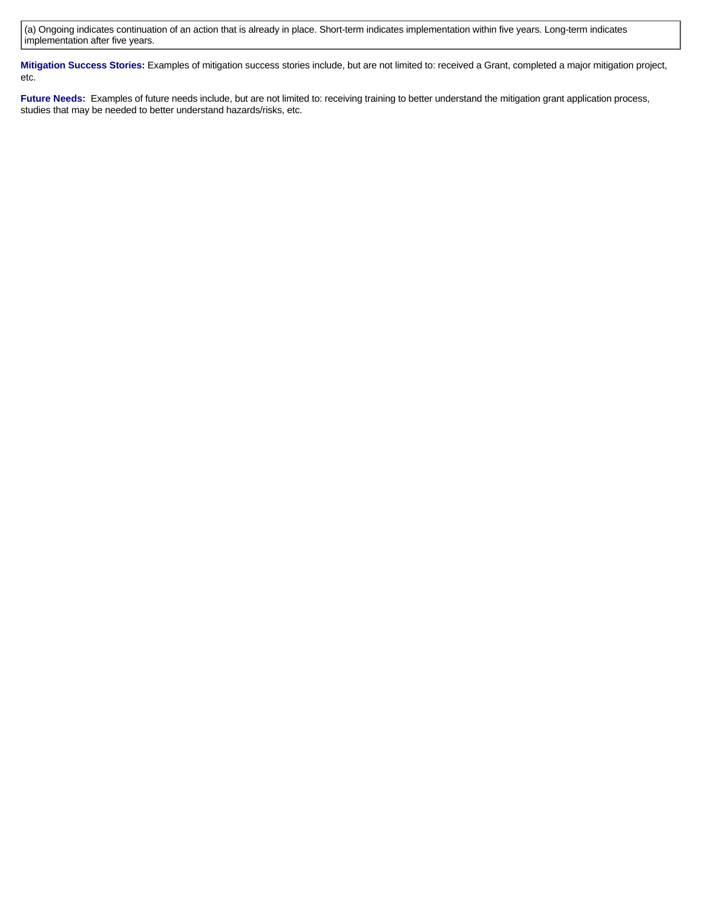| |
|---|
| (a) Ongoing indicates continuation of an action that is already in place. Short-term indicates implementation within five years. Long-term indicates implementation after five years. |

**Mitigation Success Stories:** Examples of mitigation success stories include, but are not limited to: received a Grant, completed a major mitigation project, etc.

**Future Needs:** Examples of future needs include, but are not limited to: receiving training to better understand the mitigation grant application process, studies that may be needed to better understand hazards/risks, etc.